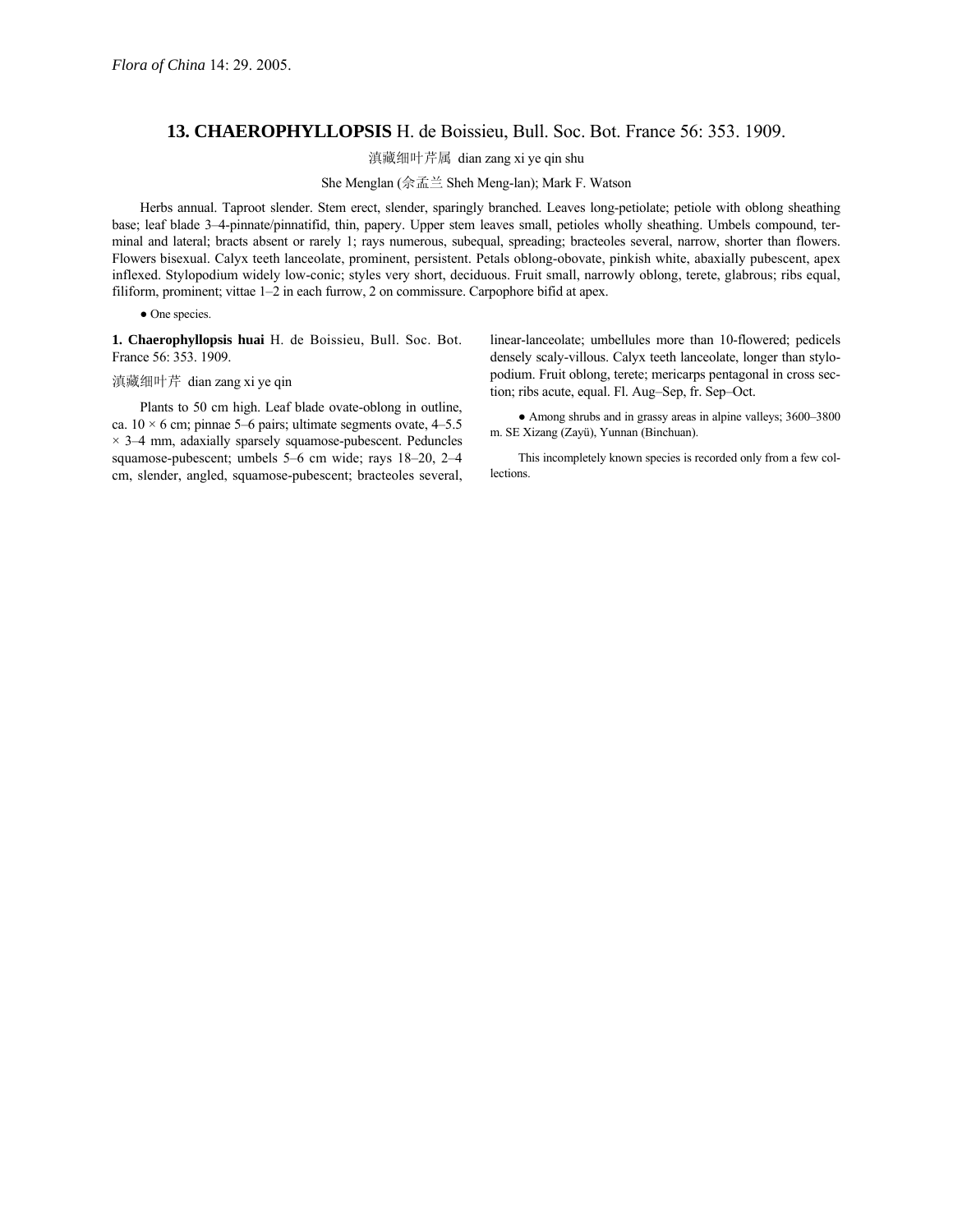*Flora of China* 14: 29. 2005.

## 13. CHAEROPHYLLOPSIS H. de Boissieu, Bull. Soc. Bot. France 56: 353. 1909.

滇藏细叶芹属 dian zang xi ye qin shu

She Menglan (佘孟兰 Sheh Meng-lan); Mark F. Watson

Herbs annual. Taproot slender. Stem erect, slender, sparingly branched. Leaves long-petiolate; petiole with oblong sheathing base; leaf blade 3–4-pinnate/pinnatifid, thin, papery. Upper stem leaves small, petioles wholly sheathing. Umbels compound, terminal and lateral; bracts absent or rarely 1; rays numerous, subequal, spreading; bracteoles several, narrow, shorter than flowers. Flowers bisexual. Calyx teeth lanceolate, prominent, persistent. Petals oblong-obovate, pinkish white, abaxially pubescent, apex inflexed. Stylopodium widely low-conic; styles very short, deciduous. Fruit small, narrowly oblong, terete, glabrous; ribs equal, filiform, prominent; vittae 1–2 in each furrow, 2 on commissure. Carpophore bifid at apex.

● One species.

**1. Chaerophyllopsis huai** H. de Boissieu, Bull. Soc. Bot. France 56: 353. 1909.

滇藏细叶芹 dian zang xi ye qin

Plants to 50 cm high. Leaf blade ovate-oblong in outline, ca. 10 × 6 cm; pinnae 5–6 pairs; ultimate segments ovate, 4–5.5 × 3–4 mm, adaxially sparsely squamose-pubescent. Peduncles squamose-pubescent; umbels 5–6 cm wide; rays 18–20, 2–4 cm, slender, angled, squamose-pubescent; bracteoles several, linear-lanceolate; umbellules more than 10-flowered; pedicels densely scaly-villous. Calyx teeth lanceolate, longer than stylopodium. Fruit oblong, terete; mericarps pentagonal in cross section; ribs acute, equal. Fl. Aug–Sep, fr. Sep–Oct.

● Among shrubs and in grassy areas in alpine valleys; 3600–3800 m. SE Xizang (Zayü), Yunnan (Binchuan).

This incompletely known species is recorded only from a few collections.